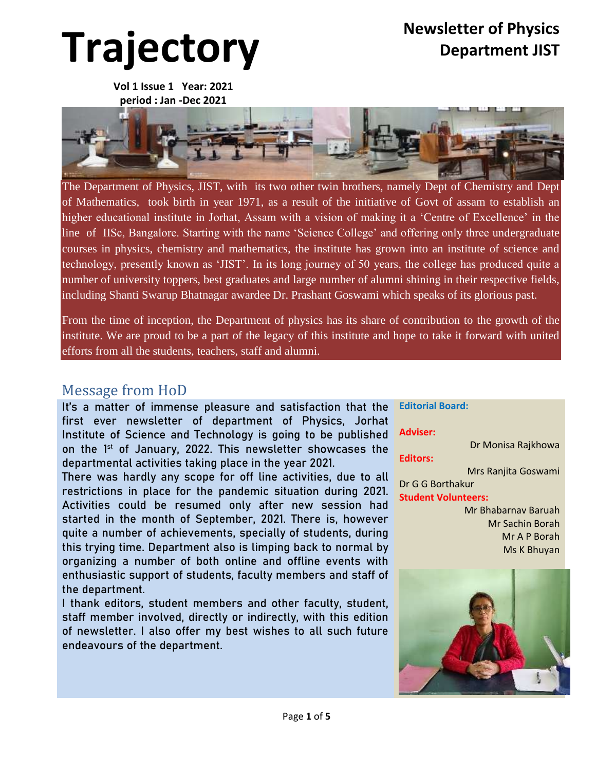# Trajectory

## Newsletter of Physics Department JIST

**Vol 1 Issue 1 Year: 2021**
**period : Jan -Dec 2021**

The Department of Physics, JIST, with its two other twin brothers, namely Dept of Chemistry and Dept of Mathematics, took birth in year 1971, as a result of the initiative of Govt of assam to establish an higher educational institute in Jorhat, Assam with a vision of making it a 'Centre of Excellence' in the line of IISc, Bangalore. Starting with the name 'Science College' and offering only three undergraduate courses in physics, chemistry and mathematics, the institute has grown into an institute of science and technology, presently known as 'JIST'. In its long journey of 50 years, the college has produced quite a number of university toppers, best graduates and large number of alumni shining in their respective fields, including Shanti Swarup Bhatnagar awardee Dr. Prashant Goswami which speaks of its glorious past.

From the time of inception, the Department of physics has its share of contribution to the growth of the institute. We are proud to be a part of the legacy of this institute and hope to take it forward with united efforts from all the students, teachers, staff and alumni.

## Message from HoD

It's a matter of immense pleasure and satisfaction that the first ever newsletter of department of Physics, Jorhat Institute of Science and Technology is going to be published on the 1st of January, 2022. This newsletter showcases the departmental activities taking place in the year 2021.

There was hardly any scope for off line activities, due to all restrictions in place for the pandemic situation during 2021. Activities could be resumed only after new session had started in the month of September, 2021. There is, however quite a number of achievements, specially of students, during this trying time. Department also is limping back to normal by organizing a number of both online and offline events with enthusiastic support of students, faculty members and staff of the department.

I thank editors, student members and other faculty, student, staff member involved, directly or indirectly, with this edition of newsletter. I also offer my best wishes to all such future endeavours of the department.

**Editorial Board:**

**Adviser:**
Dr Monisa Rajkhowa

**Editors:**
Mrs Ranjita Goswami
Dr G G Borthakur

**Student Volunteers:**
Mr Bhabarnav Baruah
Mr Sachin Borah
Mr A P Borah
Ms K Bhuyan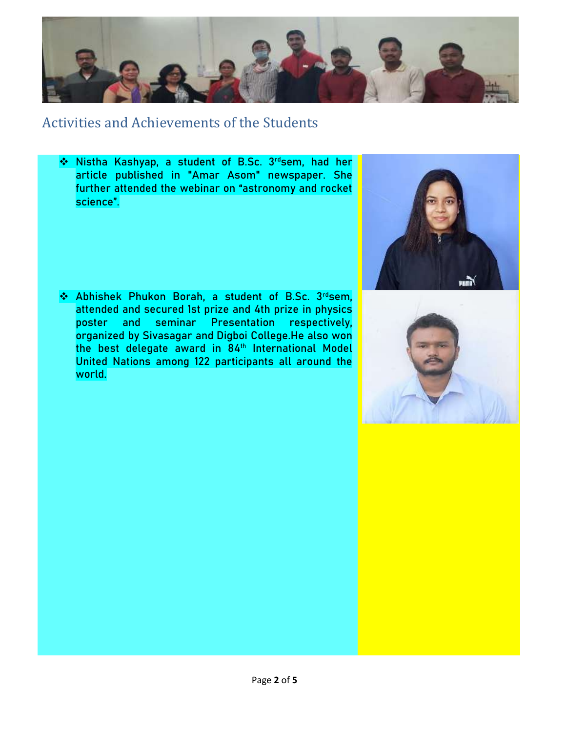## Activities and Achievements of the Students

- Nistha Kashyap, a student of B.Sc. 3rdsem, had her article published in "Amar Asom" newspaper. She further attended the webinar on "astronomy and rocket science".

- Abhishek Phukon Borah, a student of B.Sc. 3rdsem, attended and secured 1st prize and 4th prize in physics poster and seminar Presentation respectively, organized by Sivasagar and Digboi College.He also won the best delegate award in 84th International Model United Nations among 122 participants all around the world.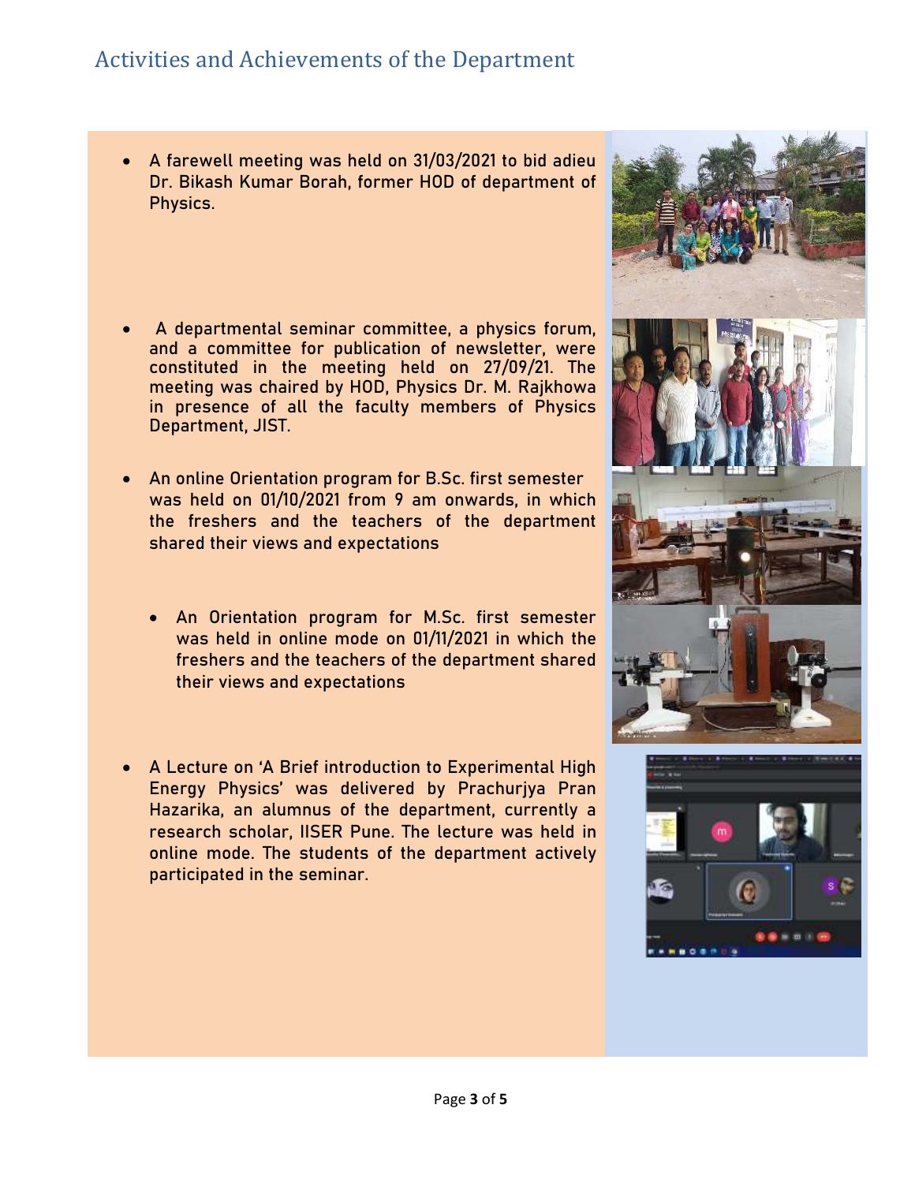# Activities and Achievements of the Department

- A farewell meeting was held on 31/03/2021 to bid adieu Dr. Bikash Kumar Borah, former HOD of department of Physics.

- A departmental seminar committee, a physics forum, and a committee for publication of newsletter, were constituted in the meeting held on 27/09/21. The meeting was chaired by HOD, Physics Dr. M. Rajkhowa in presence of all the faculty members of Physics Department, JIST.

- An online Orientation program for B.Sc. first semester was held on 01/10/2021 from 9 am onwards, in which the freshers and the teachers of the department shared their views and expectations

  - An Orientation program for M.Sc. first semester was held in online mode on 01/11/2021 in which the freshers and the teachers of the department shared their views and expectations

- A Lecture on 'A Brief introduction to Experimental High Energy Physics' was delivered by Prachurjya Pran Hazarika, an alumnus of the department, currently a research scholar, IISER Pune. The lecture was held in online mode. The students of the department actively participated in the seminar.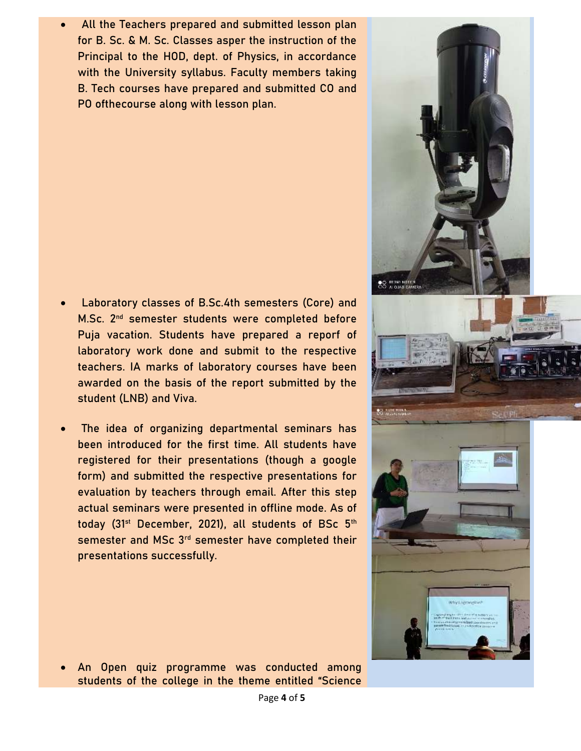- All the Teachers prepared and submitted lesson plan for B. Sc. & M. Sc. Classes asper the instruction of the Principal to the HOD, dept. of Physics, in accordance with the University syllabus. Faculty members taking B. Tech courses have prepared and submitted CO and PO ofthecourse along with lesson plan.

- Laboratory classes of B.Sc.4th semesters (Core) and M.Sc. 2nd semester students were completed before Puja vacation. Students have prepared a reporf of laboratory work done and submit to the respective teachers. IA marks of laboratory courses have been awarded on the basis of the report submitted by the student (LNB) and Viva.

- The idea of organizing departmental seminars has been introduced for the first time. All students have registered for their presentations (though a google form) and submitted the respective presentations for evaluation by teachers through email. After this step actual seminars were presented in offline mode. As of today (31st December, 2021), all students of BSc 5th semester and MSc 3rd semester have completed their presentations successfully.

- An Open quiz programme was conducted among students of the college in the theme entitled "Science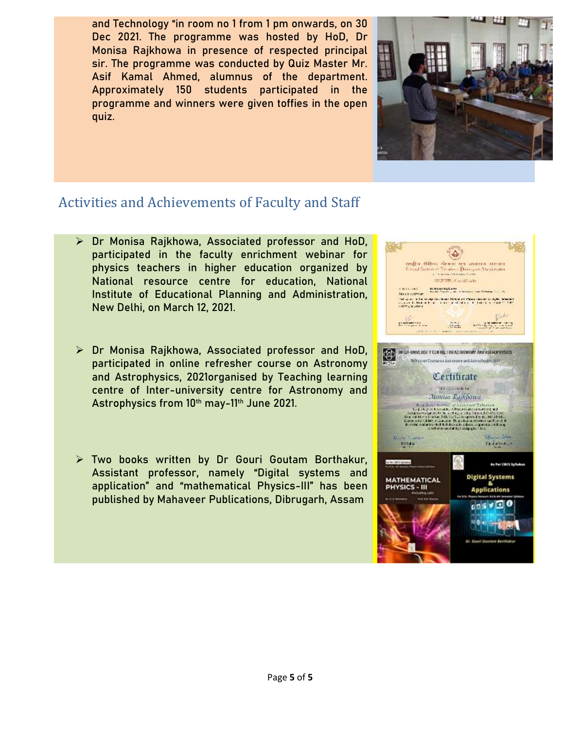and Technology "in room no 1 from 1 pm onwards, on 30 Dec 2021. The programme was hosted by HoD, Dr Monisa Rajkhowa in presence of respected principal sir. The programme was conducted by Quiz Master Mr. Asif Kamal Ahmed, alumnus of the department. Approximately 150 students participated in the programme and winners were given toffies in the open quiz.

## Activities and Achievements of Faculty and Staff

- Dr Monisa Rajkhowa, Associated professor and HoD, participated in the faculty enrichment webinar for physics teachers in higher education organized by National resource centre for education, National Institute of Educational Planning and Administration, New Delhi, on March 12, 2021.
- Dr Monisa Rajkhowa, Associated professor and HoD, participated in online refresher course on Astronomy and Astrophysics, 2021organised by Teaching learning centre of Inter-university centre for Astronomy and Astrophysics from 10th may-11th June 2021.
- Two books written by Dr Gouri Goutam Borthakur, Assistant professor, namely "Digital systems and application" and "mathematical Physics-III" has been published by Mahaveer Publications, Dibrugarh, Assam